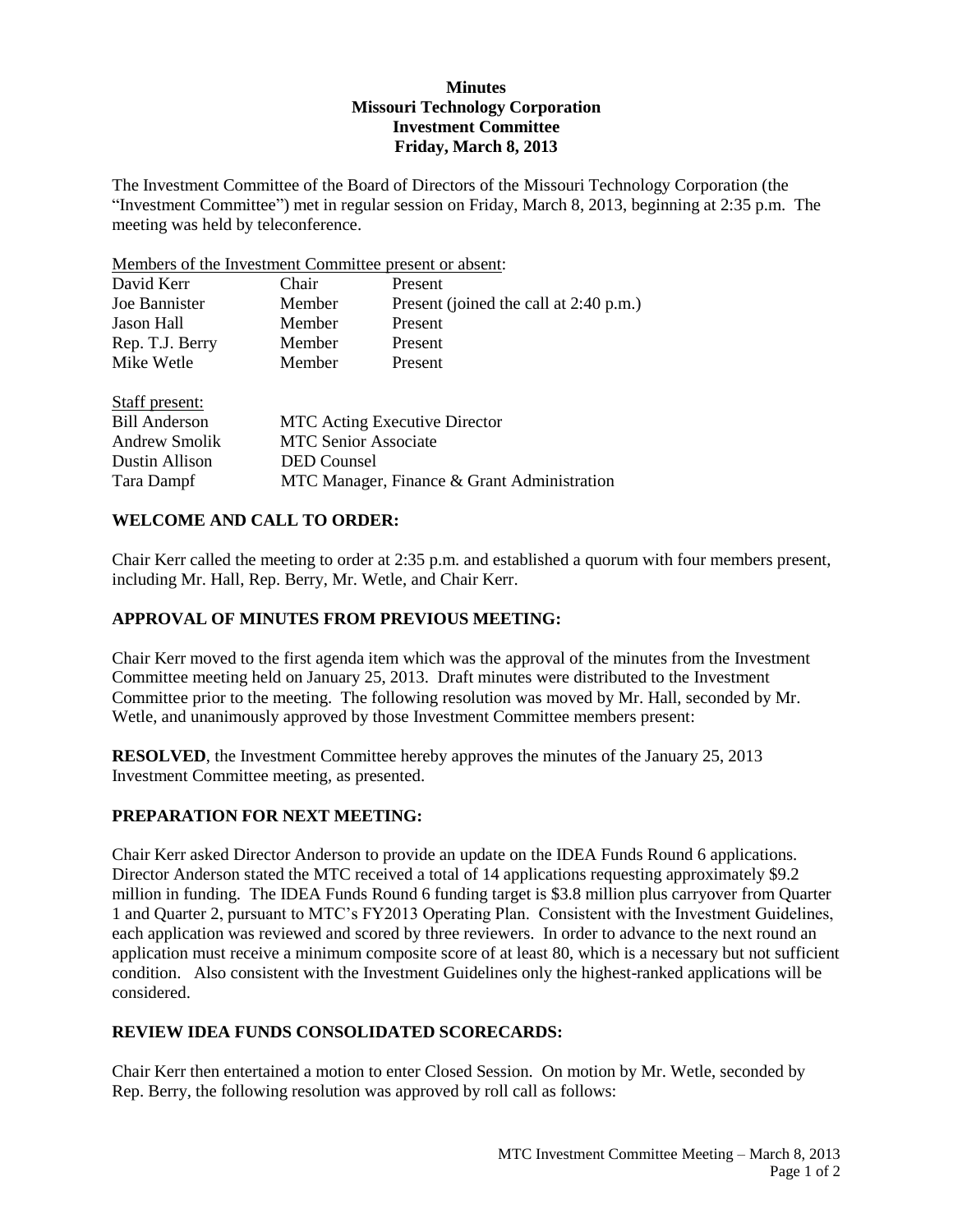**Minutes**
**Missouri Technology Corporation**
**Investment Committee**
**Friday, March 8, 2013**

The Investment Committee of the Board of Directors of the Missouri Technology Corporation (the "Investment Committee") met in regular session on Friday, March 8, 2013, beginning at 2:35 p.m. The meeting was held by teleconference.

Members of the Investment Committee present or absent:

| | | |
|---|---|---|
| David Kerr | Chair | Present |
| Joe Bannister | Member | Present (joined the call at 2:40 p.m.) |
| Jason Hall | Member | Present |
| Rep. T.J. Berry | Member | Present |
| Mike Wetle | Member | Present |

Staff present:

| | |
|---|---|
| Bill Anderson | MTC Acting Executive Director |
| Andrew Smolik | MTC Senior Associate |
| Dustin Allison | DED Counsel |
| Tara Dampf | MTC Manager, Finance & Grant Administration |

## WELCOME AND CALL TO ORDER:

Chair Kerr called the meeting to order at 2:35 p.m. and established a quorum with four members present, including Mr. Hall, Rep. Berry, Mr. Wetle, and Chair Kerr.

## APPROVAL OF MINUTES FROM PREVIOUS MEETING:

Chair Kerr moved to the first agenda item which was the approval of the minutes from the Investment Committee meeting held on January 25, 2013. Draft minutes were distributed to the Investment Committee prior to the meeting. The following resolution was moved by Mr. Hall, seconded by Mr. Wetle, and unanimously approved by those Investment Committee members present:

**RESOLVED**, the Investment Committee hereby approves the minutes of the January 25, 2013 Investment Committee meeting, as presented.

## PREPARATION FOR NEXT MEETING:

Chair Kerr asked Director Anderson to provide an update on the IDEA Funds Round 6 applications. Director Anderson stated the MTC received a total of 14 applications requesting approximately $9.2 million in funding. The IDEA Funds Round 6 funding target is $3.8 million plus carryover from Quarter 1 and Quarter 2, pursuant to MTC's FY2013 Operating Plan. Consistent with the Investment Guidelines, each application was reviewed and scored by three reviewers. In order to advance to the next round an application must receive a minimum composite score of at least 80, which is a necessary but not sufficient condition. Also consistent with the Investment Guidelines only the highest-ranked applications will be considered.

## REVIEW IDEA FUNDS CONSOLIDATED SCORECARDS:

Chair Kerr then entertained a motion to enter Closed Session. On motion by Mr. Wetle, seconded by Rep. Berry, the following resolution was approved by roll call as follows: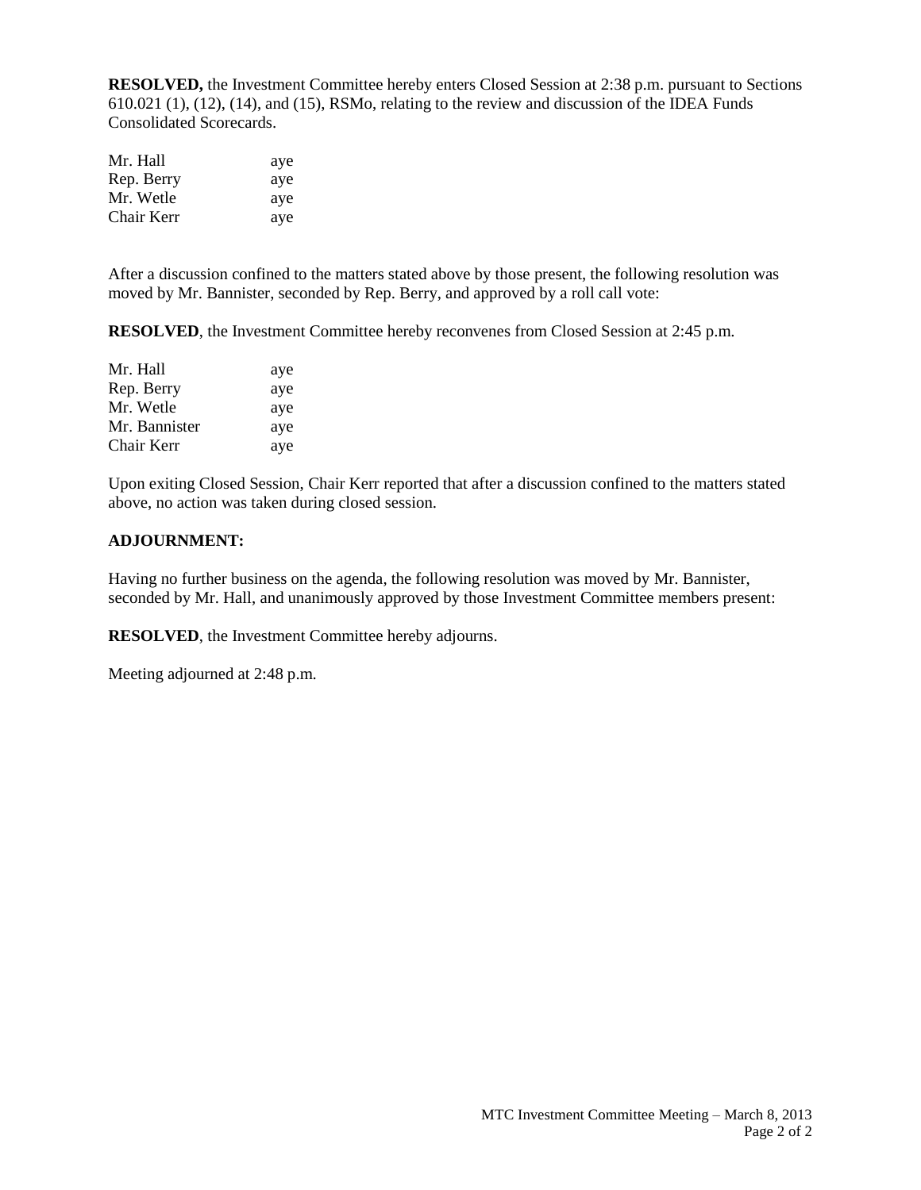**RESOLVED,** the Investment Committee hereby enters Closed Session at 2:38 p.m. pursuant to Sections 610.021 (1), (12), (14), and (15), RSMo, relating to the review and discussion of the IDEA Funds Consolidated Scorecards.

| | |
|---|---|
| Mr. Hall | aye |
| Rep. Berry | aye |
| Mr. Wetle | aye |
| Chair Kerr | aye |

After a discussion confined to the matters stated above by those present, the following resolution was moved by Mr. Bannister, seconded by Rep. Berry, and approved by a roll call vote:

**RESOLVED**, the Investment Committee hereby reconvenes from Closed Session at 2:45 p.m.

| | |
|---|---|
| Mr. Hall | aye |
| Rep. Berry | aye |
| Mr. Wetle | aye |
| Mr. Bannister | aye |
| Chair Kerr | aye |

Upon exiting Closed Session, Chair Kerr reported that after a discussion confined to the matters stated above, no action was taken during closed session.

**ADJOURNMENT:**

Having no further business on the agenda, the following resolution was moved by Mr. Bannister, seconded by Mr. Hall, and unanimously approved by those Investment Committee members present:

**RESOLVED**, the Investment Committee hereby adjourns.

Meeting adjourned at 2:48 p.m.